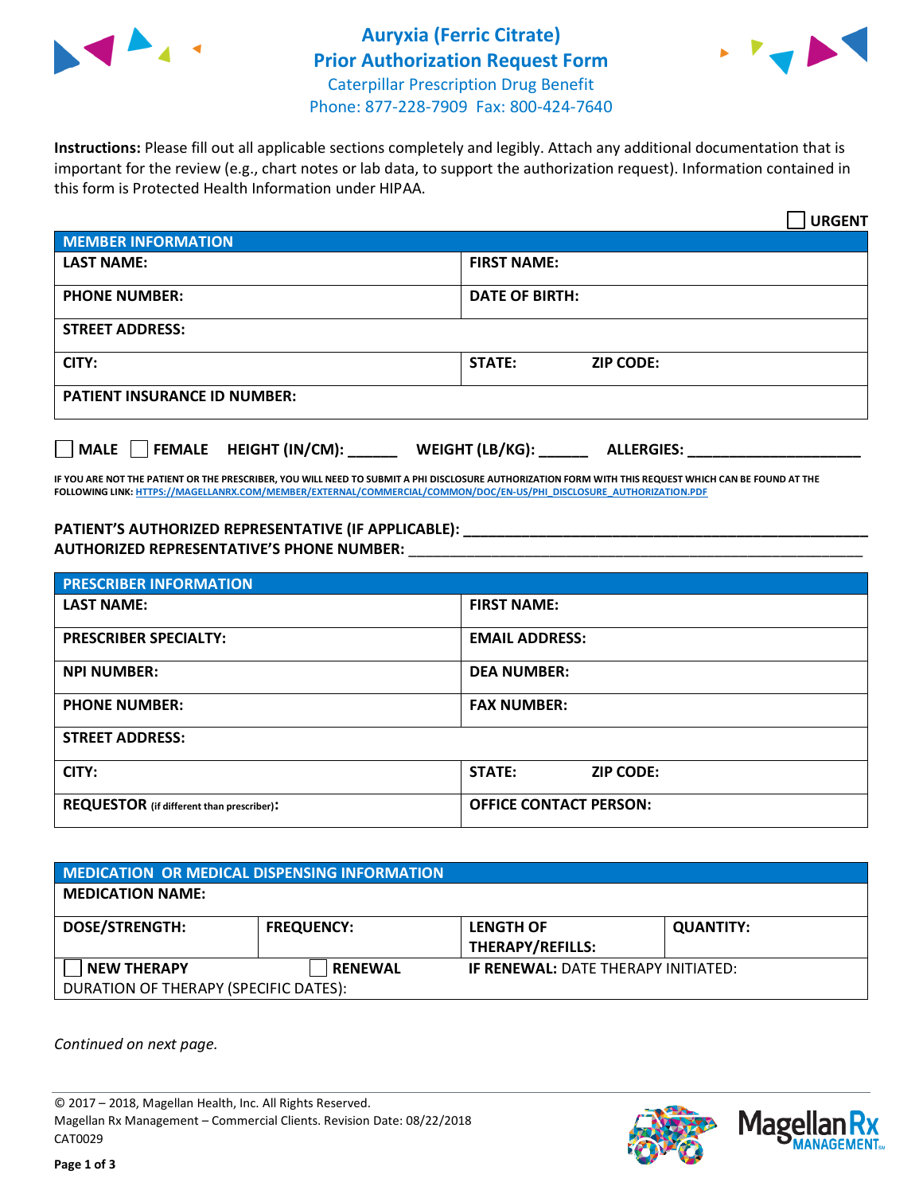# Auryxia (Ferric Citrate)
# Prior Authorization Request Form

Caterpillar Prescription Drug Benefit
Phone: 877-228-7909 Fax: 800-424-7640

**Instructions:** Please fill out all applicable sections completely and legibly. Attach any additional documentation that is important for the review (e.g., chart notes or lab data, to support the authorization request). Information contained in this form is Protected Health Information under HIPAA.

☐ **URGENT**

| MEMBER INFORMATION | | |
|---|---|---|
| **LAST NAME:** | **FIRST NAME:** | |
| **PHONE NUMBER:** | **DATE OF BIRTH:** | |
| **STREET ADDRESS:** | | |
| **CITY:** | **STATE:** | **ZIP CODE:** |
| **PATIENT INSURANCE ID NUMBER:** | | |

☐ **MALE** ☐ **FEMALE** **HEIGHT (IN/CM):** ______ **WEIGHT (LB/KG):** ______ **ALLERGIES:** ____________________

**IF YOU ARE NOT THE PATIENT OR THE PRESCRIBER, YOU WILL NEED TO SUBMIT A PHI DISCLOSURE AUTHORIZATION FORM WITH THIS REQUEST WHICH CAN BE FOUND AT THE FOLLOWING LINK: HTTPS://MAGELLANRX.COM/MEMBER/EXTERNAL/COMMERCIAL/COMMON/DOC/EN-US/PHI_DISCLOSURE_AUTHORIZATION.PDF**

**PATIENT'S AUTHORIZED REPRESENTATIVE (IF APPLICABLE):** ____________________________________________
**AUTHORIZED REPRESENTATIVE'S PHONE NUMBER:** ____________________________________________

| PRESCRIBER INFORMATION | | |
|---|---|---|
| **LAST NAME:** | **FIRST NAME:** | |
| **PRESCRIBER SPECIALTY:** | **EMAIL ADDRESS:** | |
| **NPI NUMBER:** | **DEA NUMBER:** | |
| **PHONE NUMBER:** | **FAX NUMBER:** | |
| **STREET ADDRESS:** | | |
| **CITY:** | **STATE:** | **ZIP CODE:** |
| **REQUESTOR** (if different than prescriber)**:** | **OFFICE CONTACT PERSON:** | |

| MEDICATION OR MEDICAL DISPENSING INFORMATION | | | |
|---|---|---|---|
| **MEDICATION NAME:** | | | |
| **DOSE/STRENGTH:** | **FREQUENCY:** | **LENGTH OF THERAPY/REFILLS:** | **QUANTITY:** |
| ☐ **NEW THERAPY** | ☐ **RENEWAL** | **IF RENEWAL:** DATE THERAPY INITIATED: | |
| DURATION OF THERAPY (SPECIFIC DATES): | | | |

*Continued on next page.*

© 2017 – 2018, Magellan Health, Inc. All Rights Reserved.
Magellan Rx Management – Commercial Clients. Revision Date: 08/22/2018
CAT0029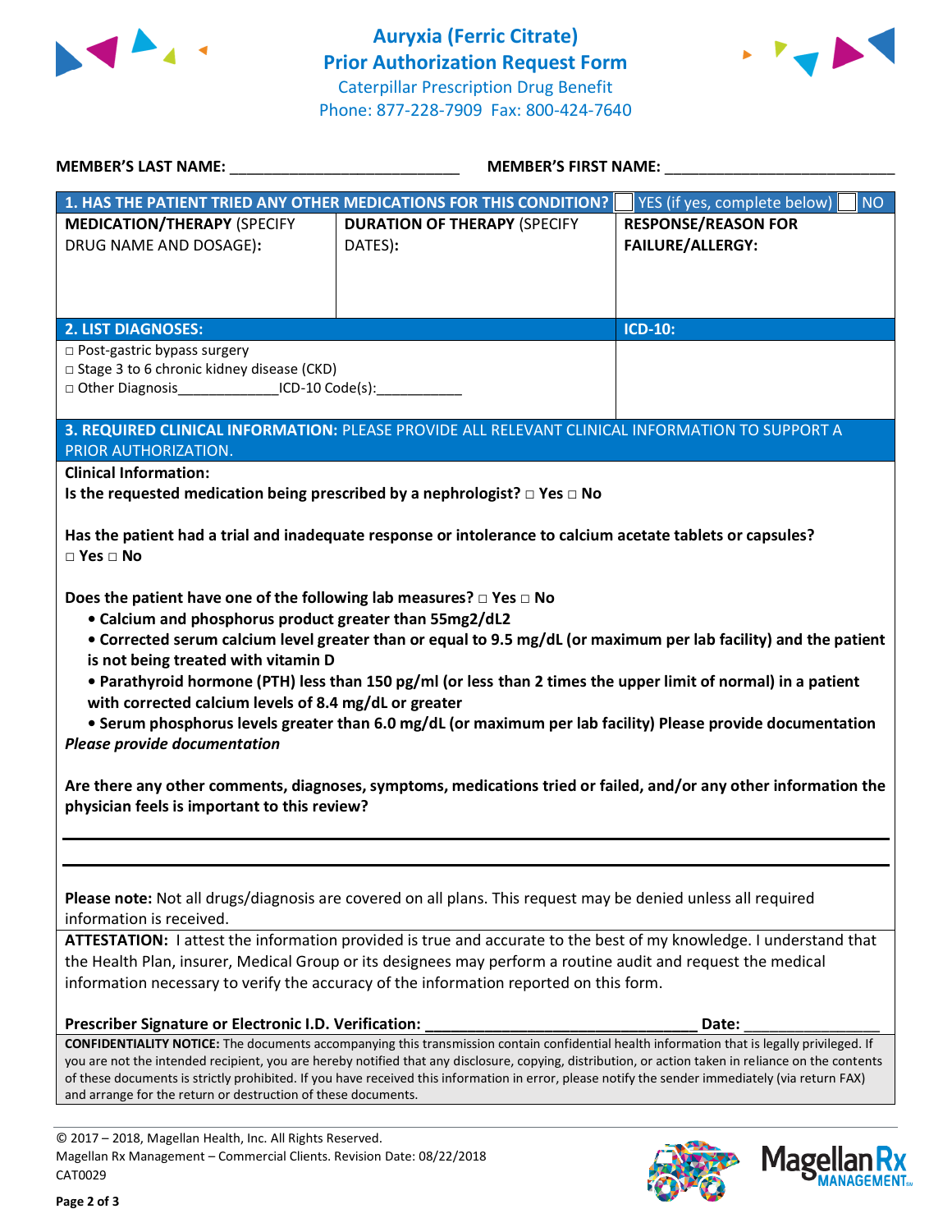# Auryxia (Ferric Citrate)
## Prior Authorization Request Form

Caterpillar Prescription Drug Benefit
Phone: 877-228-7909 Fax: 800-424-7640

**MEMBER'S LAST NAME:** ___________________________ **MEMBER'S FIRST NAME:** ___________________________

| **1. HAS THE PATIENT TRIED ANY OTHER MEDICATIONS FOR THIS CONDITION?** | | ☐ YES (if yes, complete below) ☐ NO |
|---|---|---|
| **MEDICATION/THERAPY** (SPECIFY DRUG NAME AND DOSAGE)**:** | **DURATION OF THERAPY** (SPECIFY DATES)**:** | **RESPONSE/REASON FOR FAILURE/ALLERGY:** |
| | | |

| **2. LIST DIAGNOSES:** | **ICD-10:** |
|---|---|
| □ Post-gastric bypass surgery<br>□ Stage 3 to 6 chronic kidney disease (CKD)<br>□ Other Diagnosis_____________ICD-10 Code(s):___________ | |

**3. REQUIRED CLINICAL INFORMATION:** PLEASE PROVIDE ALL RELEVANT CLINICAL INFORMATION TO SUPPORT A PRIOR AUTHORIZATION.

**Clinical Information:**

**Is the requested medication being prescribed by a nephrologist? □ Yes □ No**

**Has the patient had a trial and inadequate response or intolerance to calcium acetate tablets or capsules? □ Yes □ No**

**Does the patient have one of the following lab measures? □ Yes □ No**

- **Calcium and phosphorus product greater than 55mg2/dL2**
- **Corrected serum calcium level greater than or equal to 9.5 mg/dL (or maximum per lab facility) and the patient is not being treated with vitamin D**
- **Parathyroid hormone (PTH) less than 150 pg/ml (or less than 2 times the upper limit of normal) in a patient with corrected calcium levels of 8.4 mg/dL or greater**
- **Serum phosphorus levels greater than 6.0 mg/dL (or maximum per lab facility) Please provide documentation**

***Please provide documentation***

**Are there any other comments, diagnoses, symptoms, medications tried or failed, and/or any other information the physician feels is important to this review?**

_______________________________________________

_______________________________________________

**Please note:** Not all drugs/diagnosis are covered on all plans. This request may be denied unless all required information is received.

**ATTESTATION:** I attest the information provided is true and accurate to the best of my knowledge. I understand that the Health Plan, insurer, Medical Group or its designees may perform a routine audit and request the medical information necessary to verify the accuracy of the information reported on this form.

**Prescriber Signature or Electronic I.D. Verification:** ________________________________ **Date:** ________________

**CONFIDENTIALITY NOTICE:** The documents accompanying this transmission contain confidential health information that is legally privileged. If you are not the intended recipient, you are hereby notified that any disclosure, copying, distribution, or action taken in reliance on the contents of these documents is strictly prohibited. If you have received this information in error, please notify the sender immediately (via return FAX) and arrange for the return or destruction of these documents.

© 2017 – 2018, Magellan Health, Inc. All Rights Reserved.
Magellan Rx Management – Commercial Clients. Revision Date: 08/22/2018
CAT0029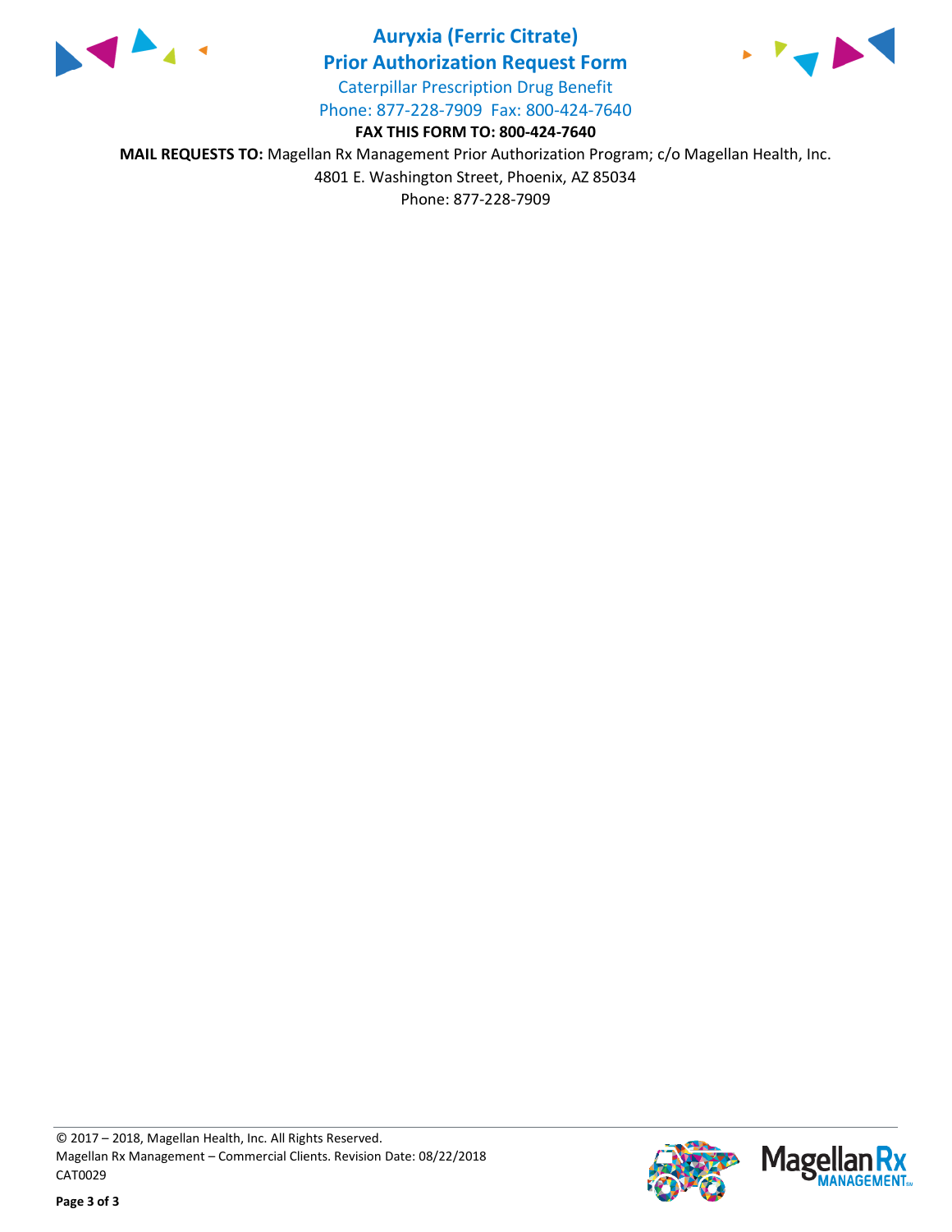# Auryxia (Ferric Citrate)
# Prior Authorization Request Form

Caterpillar Prescription Drug Benefit

Phone: 877-228-7909 Fax: 800-424-7640

**FAX THIS FORM TO: 800-424-7640**

**MAIL REQUESTS TO:** Magellan Rx Management Prior Authorization Program; c/o Magellan Health, Inc.
4801 E. Washington Street, Phoenix, AZ 85034
Phone: 877-228-7909